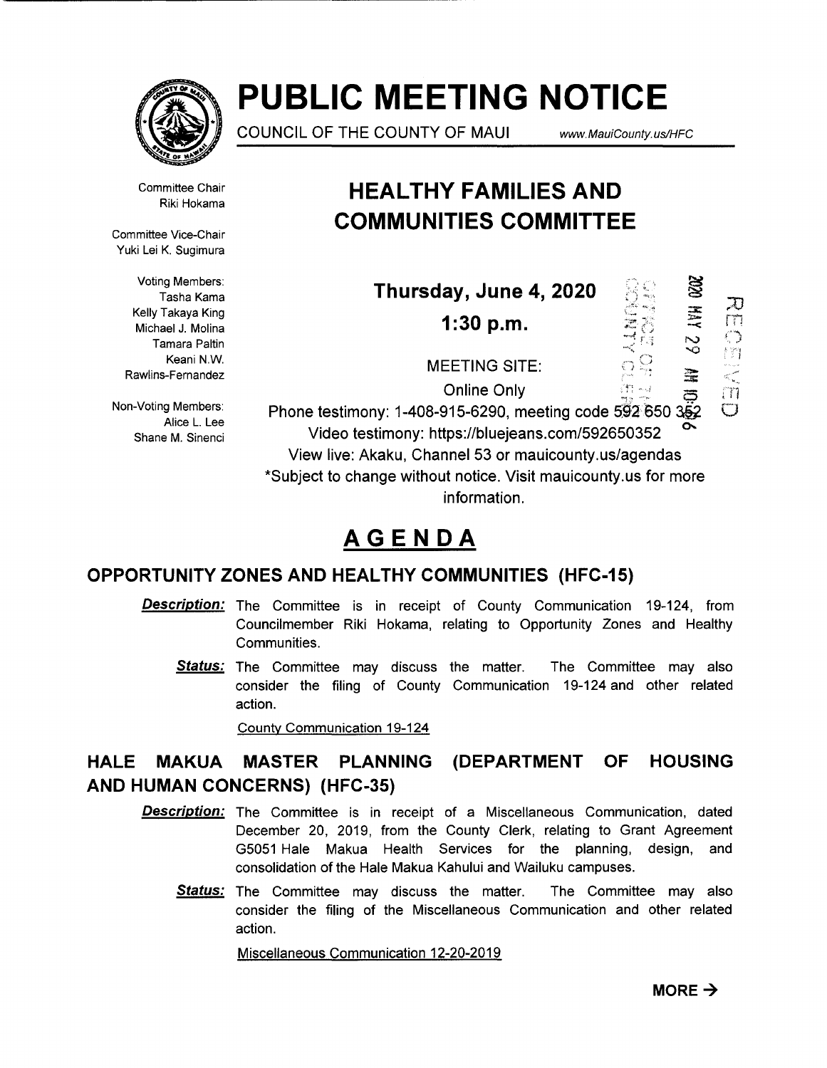# PUBLIC MEETING NOTICE

COUNCIL OF THE COUNTY OF MAUI www.MauiCounty.us/HFC

Committee Chair
Riki Hokama

Committee Vice-Chair
Yuki Lei K. Sugimura

Voting Members:
Tasha Kama
Kelly Takaya King
Michael J. Molina
Tamara Paltin
Keani N.W. Rawlins-Fernandez

Non-Voting Members:
Alice L. Lee
Shane M. Sinenci

## HEALTHY FAMILIES AND COMMUNITIES COMMITTEE

**Thursday, June 4, 2020**

**1:30 p.m.**

MEETING SITE:

Online Only

Phone testimony: 1-408-915-6290, meeting code 592 650 352

Video testimony: https://bluejeans.com/592650352

View live: Akaku, Channel 53 or mauicounty.us/agendas

*Subject to change without notice. Visit mauicounty.us for more information.

2020 MAY 29 AM 10:56

OFFICE OF THE COUNTY CLERK

RECEIVED

# AGENDA

## OPPORTUNITY ZONES AND HEALTHY COMMUNITIES (HFC-15)

***Description:*** The Committee is in receipt of County Communication 19-124, from Councilmember Riki Hokama, relating to Opportunity Zones and Healthy Communities.

***Status:*** The Committee may discuss the matter. The Committee may also consider the filing of County Communication 19-124 and other related action.

County Communication 19-124

## HALE MAKUA MASTER PLANNING (DEPARTMENT OF HOUSING AND HUMAN CONCERNS) (HFC-35)

***Description:*** The Committee is in receipt of a Miscellaneous Communication, dated December 20, 2019, from the County Clerk, relating to Grant Agreement G5051 Hale Makua Health Services for the planning, design, and consolidation of the Hale Makua Kahului and Wailuku campuses.

***Status:*** The Committee may discuss the matter. The Committee may also consider the filing of the Miscellaneous Communication and other related action.

Miscellaneous Communication 12-20-2019

**MORE →**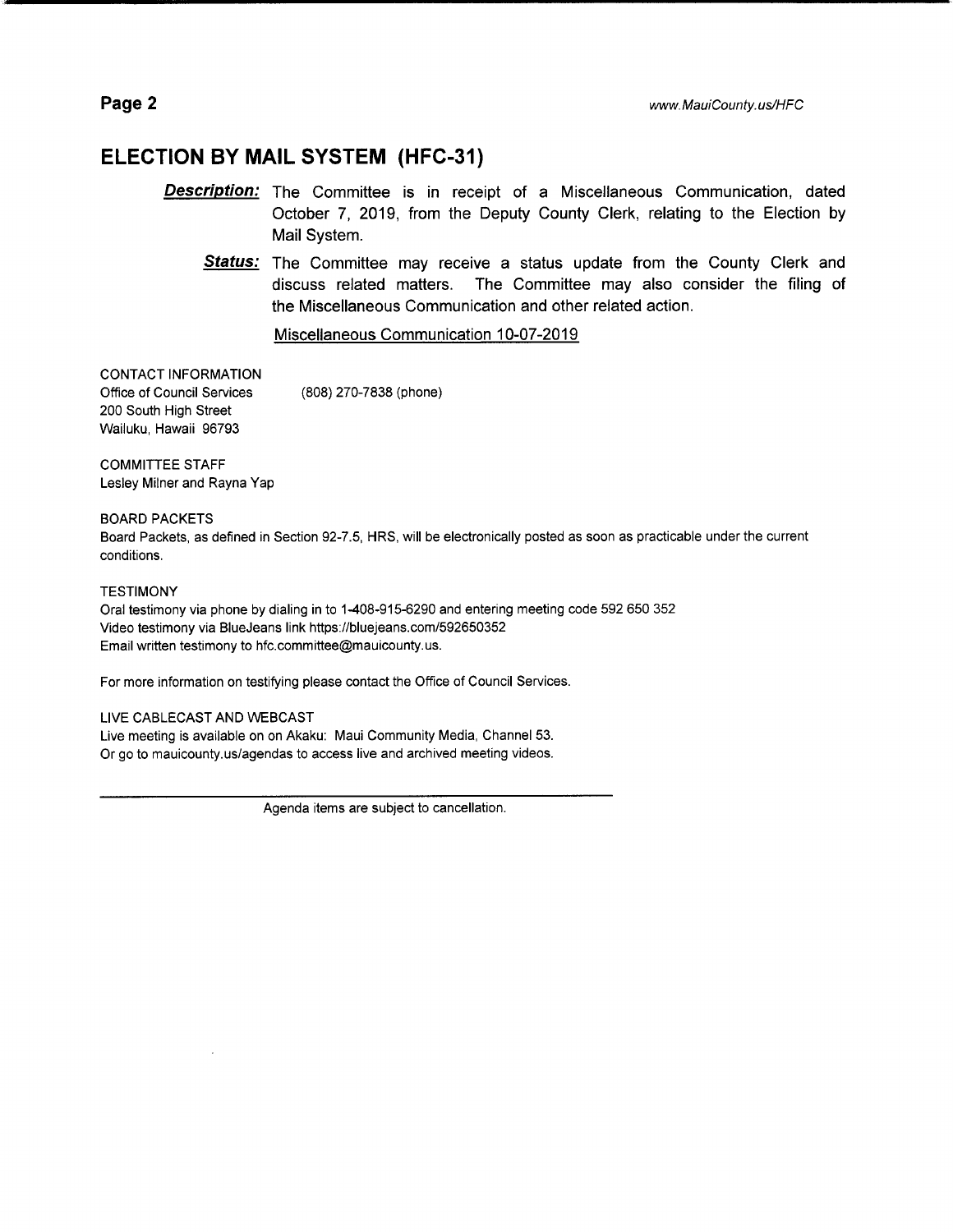## ELECTION BY MAIL SYSTEM (HFC-31)

***Description:*** The Committee is in receipt of a Miscellaneous Communication, dated October 7, 2019, from the Deputy County Clerk, relating to the Election by Mail System.

***Status:*** The Committee may receive a status update from the County Clerk and discuss related matters. The Committee may also consider the filing of the Miscellaneous Communication and other related action.

Miscellaneous Communication 10-07-2019

CONTACT INFORMATION
Office of Council Services (808) 270-7838 (phone)
200 South High Street
Wailuku, Hawaii 96793

COMMITTEE STAFF
Lesley Milner and Rayna Yap

BOARD PACKETS
Board Packets, as defined in Section 92-7.5, HRS, will be electronically posted as soon as practicable under the current conditions.

TESTIMONY
Oral testimony via phone by dialing in to 1-408-915-6290 and entering meeting code 592 650 352
Video testimony via BlueJeans link https://bluejeans.com/592650352
Email written testimony to hfc.committee@mauicounty.us.

For more information on testifying please contact the Office of Council Services.

LIVE CABLECAST AND WEBCAST
Live meeting is available on on Akaku: Maui Community Media, Channel 53.
Or go to mauicounty.us/agendas to access live and archived meeting videos.

---

Agenda items are subject to cancellation.